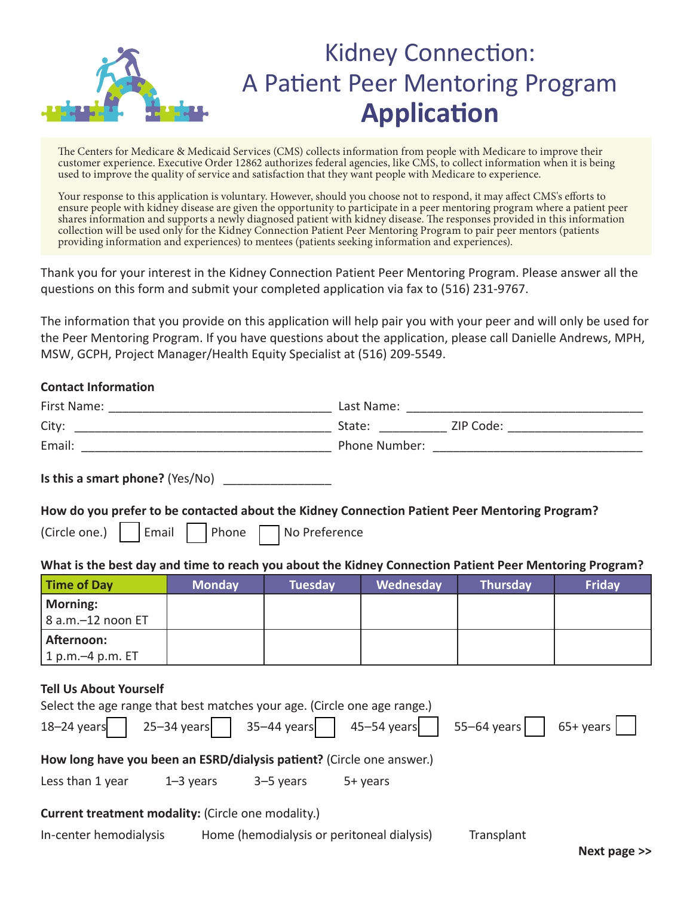# Kidney Connection: A Patient Peer Mentoring Program
# **Application**

The Centers for Medicare & Medicaid Services (CMS) collects information from people with Medicare to improve their customer experience. Executive Order 12862 authorizes federal agencies, like CMS, to collect information when it is being used to improve the quality of service and satisfaction that they want people with Medicare to experience.

Your response to this application is voluntary. However, should you choose not to respond, it may affect CMS's efforts to ensure people with kidney disease are given the opportunity to participate in a peer mentoring program where a patient peer shares information and supports a newly diagnosed patient with kidney disease. The responses provided in this information collection will be used only for the Kidney Connection Patient Peer Mentoring Program to pair peer mentors (patients providing information and experiences) to mentees (patients seeking information and experiences).

Thank you for your interest in the Kidney Connection Patient Peer Mentoring Program. Please answer all the questions on this form and submit your completed application via fax to (516) 231-9767.

The information that you provide on this application will help pair you with your peer and will only be used for the Peer Mentoring Program. If you have questions about the application, please call Danielle Andrews, MPH, MSW, GCPH, Project Manager/Health Equity Specialist at (516) 209-5549.

**Contact Information**

First Name: ________________________________ Last Name: ________________________________

City: ________________________________ State: __________ ZIP Code: ____________________

Email: ________________________________ Phone Number: ________________________________

**Is this a smart phone?** (Yes/No) ________________

**How do you prefer to be contacted about the Kidney Connection Patient Peer Mentoring Program?**

(Circle one.) ☐ Email ☐ Phone ☐ No Preference

**What is the best day and time to reach you about the Kidney Connection Patient Peer Mentoring Program?**

| Time of Day | Monday | Tuesday | Wednesday | Thursday | Friday |
|---|---|---|---|---|---|
| **Morning:** 8 a.m.–12 noon ET | | | | | |
| **Afternoon:** 1 p.m.–4 p.m. ET | | | | | |

**Tell Us About Yourself**

Select the age range that best matches your age. (Circle one age range.)

18–24 years ☐ 25–34 years ☐ 35–44 years ☐ 45–54 years ☐ 55–64 years ☐ 65+ years ☐

**How long have you been an ESRD/dialysis patient?** (Circle one answer.)

Less than 1 year 1–3 years 3–5 years 5+ years

**Current treatment modality:** (Circle one modality.)

In-center hemodialysis Home (hemodialysis or peritoneal dialysis) Transplant

**Next page >>**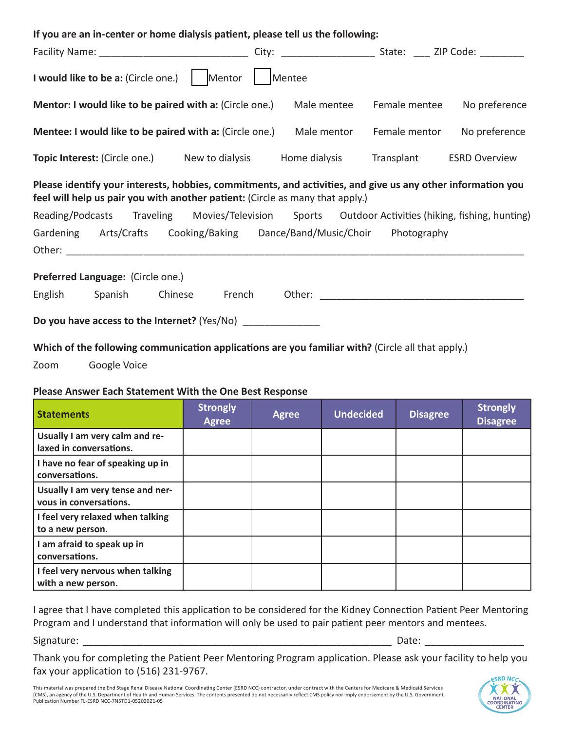**If you are an in-center or home dialysis patient, please tell us the following:**

Facility Name: ___________________________ City: _________________ State: ___ ZIP Code: ________

**I would like to be a:** (Circle one.) ☐ Mentor ☐ Mentee

**Mentor: I would like to be paired with a:** (Circle one.) Male mentee Female mentee No preference

**Mentee: I would like to be paired with a:** (Circle one.) Male mentor Female mentor No preference

**Topic Interest:** (Circle one.) New to dialysis Home dialysis Transplant ESRD Overview

**Please identify your interests, hobbies, commitments, and activities, and give us any other information you feel will help us pair you with another patient:** (Circle as many that apply.)

Reading/Podcasts Traveling Movies/Television Sports Outdoor Activities (hiking, fishing, hunting)

Gardening Arts/Crafts Cooking/Baking Dance/Band/Music/Choir Photography

Other: ________________________________________________________________________________

**Preferred Language:** (Circle one.)

English Spanish Chinese French Other: ____________________________________

**Do you have access to the Internet?** (Yes/No) ______________

**Which of the following communication applications are you familiar with?** (Circle all that apply.)

Zoom Google Voice

**Please Answer Each Statement With the One Best Response**

| Statements | Strongly Agree | Agree | Undecided | Disagree | Strongly Disagree |
|---|---|---|---|---|---|
| Usually I am very calm and relaxed in conversations. | | | | | |
| I have no fear of speaking up in conversations. | | | | | |
| Usually I am very tense and nervous in conversations. | | | | | |
| I feel very relaxed when talking to a new person. | | | | | |
| I am afraid to speak up in conversations. | | | | | |
| I feel very nervous when talking with a new person. | | | | | |

I agree that I have completed this application to be considered for the Kidney Connection Patient Peer Mentoring Program and I understand that information will only be used to pair patient peer mentors and mentees.

Signature: ___________________________________________________________ Date: __________________

Thank you for completing the Patient Peer Mentoring Program application. Please ask your facility to help you fax your application to (516) 231-9767.

This material was prepared the End Stage Renal Disease National Coordinating Center (ESRD NCC) contractor, under contract with the Centers for Medicare & Medicaid Services (CMS), an agency of the U.S. Department of Health and Human Services. The contents presented do not necessarily reflect CMS policy nor imply endorsement by the U.S. Government. Publication Number FL-ESRD NCC-7N5TD1-05202021-05

ESRD NCC NATIONAL COORDINATING CENTER